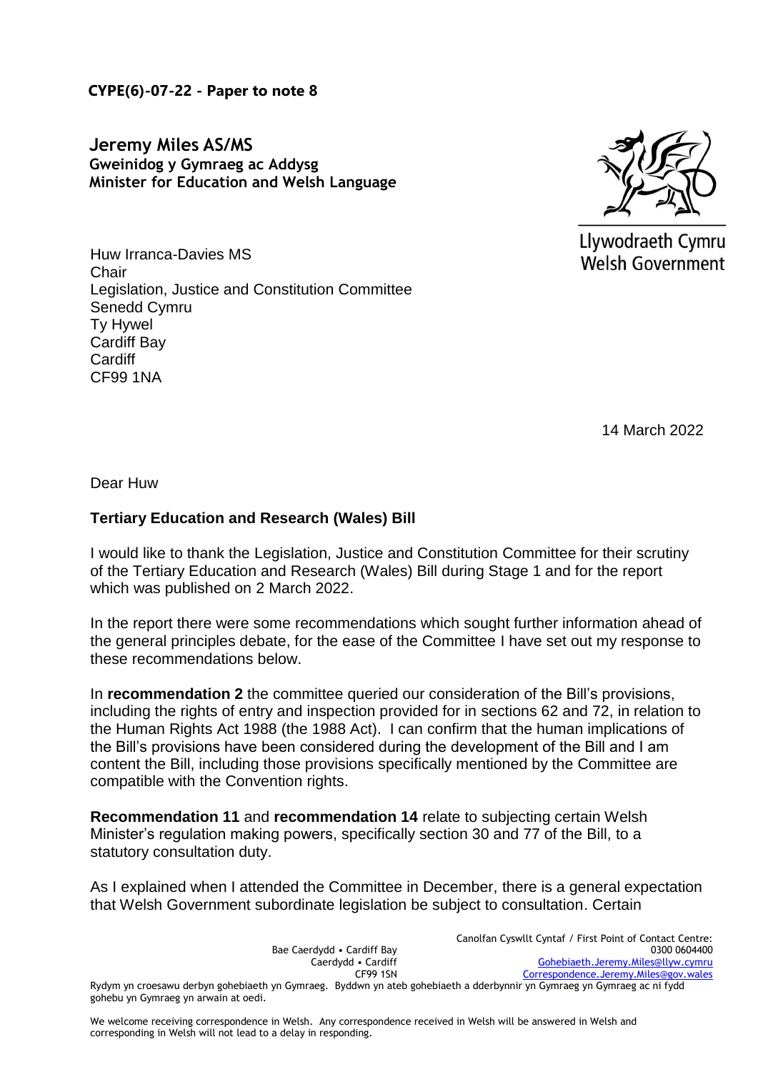**CYPE(6)-07-22 - Paper to note 8**

**Jeremy Miles AS/MS**
**Gweinidog y Gymraeg ac Addysg**
**Minister for Education and Welsh Language**

Llywodraeth Cymru
Welsh Government

Huw Irranca-Davies MS
Chair
Legislation, Justice and Constitution Committee
Senedd Cymru
Ty Hywel
Cardiff Bay
Cardiff
CF99 1NA

14 March 2022

Dear Huw

**Tertiary Education and Research (Wales) Bill**

I would like to thank the Legislation, Justice and Constitution Committee for their scrutiny of the Tertiary Education and Research (Wales) Bill during Stage 1 and for the report which was published on 2 March 2022.

In the report there were some recommendations which sought further information ahead of the general principles debate, for the ease of the Committee I have set out my response to these recommendations below.

In **recommendation 2** the committee queried our consideration of the Bill's provisions, including the rights of entry and inspection provided for in sections 62 and 72, in relation to the Human Rights Act 1988 (the 1988 Act). I can confirm that the human implications of the Bill's provisions have been considered during the development of the Bill and I am content the Bill, including those provisions specifically mentioned by the Committee are compatible with the Convention rights.

**Recommendation 11** and **recommendation 14** relate to subjecting certain Welsh Minister's regulation making powers, specifically section 30 and 77 of the Bill, to a statutory consultation duty.

As I explained when I attended the Committee in December, there is a general expectation that Welsh Government subordinate legislation be subject to consultation. Certain

Bae Caerdydd • Cardiff Bay
Caerdydd • Cardiff
CF99 1SN

Canolfan Cyswllt Cyntaf / First Point of Contact Centre:
0300 0604400
Gohebiaeth.Jeremy.Miles@llyw.cymru
Correspondence.Jeremy.Miles@gov.wales

Rydym yn croesawu derbyn gohebiaeth yn Gymraeg. Byddwn yn ateb gohebiaeth a dderbynnir yn Gymraeg yn Gymraeg ac ni fydd gohebu yn Gymraeg yn arwain at oedi.

We welcome receiving correspondence in Welsh. Any correspondence received in Welsh will be answered in Welsh and corresponding in Welsh will not lead to a delay in responding.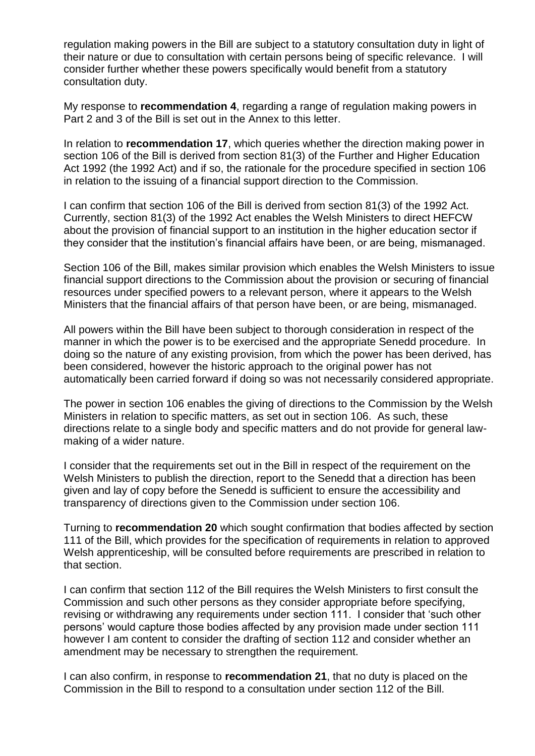regulation making powers in the Bill are subject to a statutory consultation duty in light of their nature or due to consultation with certain persons being of specific relevance. I will consider further whether these powers specifically would benefit from a statutory consultation duty.

My response to **recommendation 4**, regarding a range of regulation making powers in Part 2 and 3 of the Bill is set out in the Annex to this letter.

In relation to **recommendation 17**, which queries whether the direction making power in section 106 of the Bill is derived from section 81(3) of the Further and Higher Education Act 1992 (the 1992 Act) and if so, the rationale for the procedure specified in section 106 in relation to the issuing of a financial support direction to the Commission.

I can confirm that section 106 of the Bill is derived from section 81(3) of the 1992 Act. Currently, section 81(3) of the 1992 Act enables the Welsh Ministers to direct HEFCW about the provision of financial support to an institution in the higher education sector if they consider that the institution's financial affairs have been, or are being, mismanaged.

Section 106 of the Bill, makes similar provision which enables the Welsh Ministers to issue financial support directions to the Commission about the provision or securing of financial resources under specified powers to a relevant person, where it appears to the Welsh Ministers that the financial affairs of that person have been, or are being, mismanaged.

All powers within the Bill have been subject to thorough consideration in respect of the manner in which the power is to be exercised and the appropriate Senedd procedure. In doing so the nature of any existing provision, from which the power has been derived, has been considered, however the historic approach to the original power has not automatically been carried forward if doing so was not necessarily considered appropriate.

The power in section 106 enables the giving of directions to the Commission by the Welsh Ministers in relation to specific matters, as set out in section 106. As such, these directions relate to a single body and specific matters and do not provide for general law-making of a wider nature.

I consider that the requirements set out in the Bill in respect of the requirement on the Welsh Ministers to publish the direction, report to the Senedd that a direction has been given and lay of copy before the Senedd is sufficient to ensure the accessibility and transparency of directions given to the Commission under section 106.

Turning to **recommendation 20** which sought confirmation that bodies affected by section 111 of the Bill, which provides for the specification of requirements in relation to approved Welsh apprenticeship, will be consulted before requirements are prescribed in relation to that section.

I can confirm that section 112 of the Bill requires the Welsh Ministers to first consult the Commission and such other persons as they consider appropriate before specifying, revising or withdrawing any requirements under section 111. I consider that 'such other persons' would capture those bodies affected by any provision made under section 111 however I am content to consider the drafting of section 112 and consider whether an amendment may be necessary to strengthen the requirement.

I can also confirm, in response to **recommendation 21**, that no duty is placed on the Commission in the Bill to respond to a consultation under section 112 of the Bill.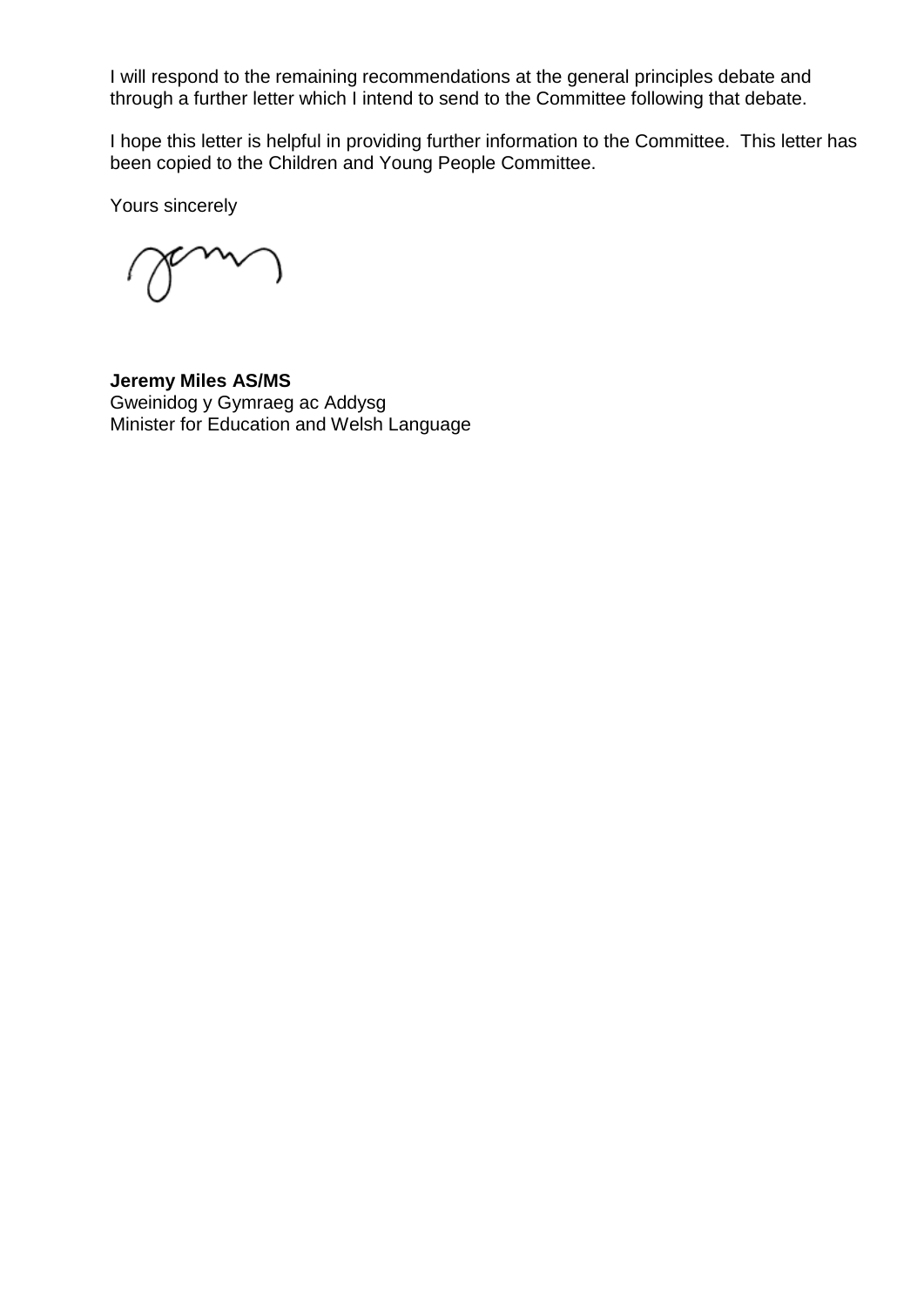I will respond to the remaining recommendations at the general principles debate and through a further letter which I intend to send to the Committee following that debate.

I hope this letter is helpful in providing further information to the Committee. This letter has been copied to the Children and Young People Committee.

Yours sincerely

**Jeremy Miles AS/MS**
Gweinidog y Gymraeg ac Addysg
Minister for Education and Welsh Language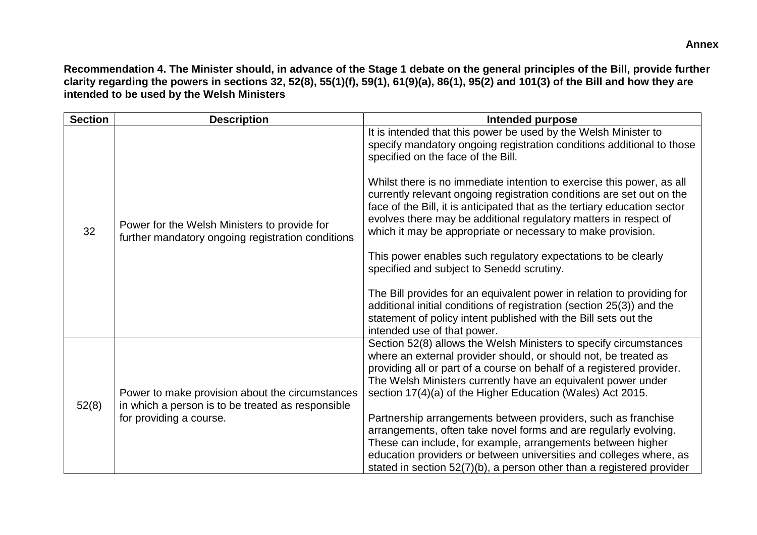**Annex**

**Recommendation 4. The Minister should, in advance of the Stage 1 debate on the general principles of the Bill, provide further clarity regarding the powers in sections 32, 52(8), 55(1)(f), 59(1), 61(9)(a), 86(1), 95(2) and 101(3) of the Bill and how they are intended to be used by the Welsh Ministers**

| Section | Description | Intended purpose |
|---|---|---|
| 32 | Power for the Welsh Ministers to provide for further mandatory ongoing registration conditions | It is intended that this power be used by the Welsh Minister to specify mandatory ongoing registration conditions additional to those specified on the face of the Bill.<br><br>Whilst there is no immediate intention to exercise this power, as all currently relevant ongoing registration conditions are set out on the face of the Bill, it is anticipated that as the tertiary education sector evolves there may be additional regulatory matters in respect of which it may be appropriate or necessary to make provision.<br><br>This power enables such regulatory expectations to be clearly specified and subject to Senedd scrutiny.<br><br>The Bill provides for an equivalent power in relation to providing for additional initial conditions of registration (section 25(3)) and the statement of policy intent published with the Bill sets out the intended use of that power. |
| 52(8) | Power to make provision about the circumstances in which a person is to be treated as responsible for providing a course. | Section 52(8) allows the Welsh Ministers to specify circumstances where an external provider should, or should not, be treated as providing all or part of a course on behalf of a registered provider. The Welsh Ministers currently have an equivalent power under section 17(4)(a) of the Higher Education (Wales) Act 2015.<br><br>Partnership arrangements between providers, such as franchise arrangements, often take novel forms and are regularly evolving. These can include, for example, arrangements between higher education providers or between universities and colleges where, as stated in section 52(7)(b), a person other than a registered provider |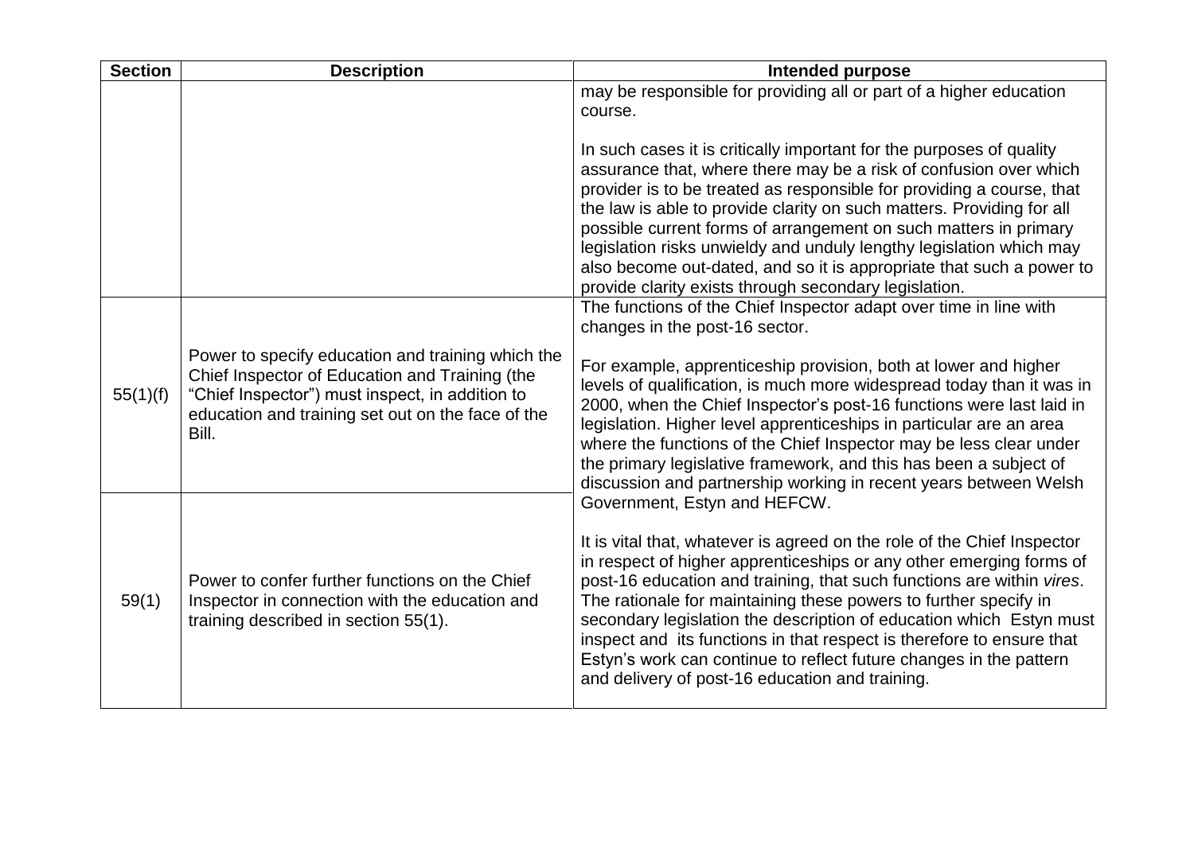| Section | Description | Intended purpose |
|---|---|---|
| | | may be responsible for providing all or part of a higher education course.<br><br>In such cases it is critically important for the purposes of quality assurance that, where there may be a risk of confusion over which provider is to be treated as responsible for providing a course, that the law is able to provide clarity on such matters. Providing for all possible current forms of arrangement on such matters in primary legislation risks unwieldy and unduly lengthy legislation which may also become out-dated, and so it is appropriate that such a power to provide clarity exists through secondary legislation. |
| 55(1)(f) | Power to specify education and training which the Chief Inspector of Education and Training (the "Chief Inspector") must inspect, in addition to education and training set out on the face of the Bill. | The functions of the Chief Inspector adapt over time in line with changes in the post-16 sector.<br><br>For example, apprenticeship provision, both at lower and higher levels of qualification, is much more widespread today than it was in 2000, when the Chief Inspector's post-16 functions were last laid in legislation. Higher level apprenticeships in particular are an area where the functions of the Chief Inspector may be less clear under the primary legislative framework, and this has been a subject of discussion and partnership working in recent years between Welsh Government, Estyn and HEFCW.<br><br>It is vital that, whatever is agreed on the role of the Chief Inspector in respect of higher apprenticeships or any other emerging forms of post-16 education and training, that such functions are within *vires*. The rationale for maintaining these powers to further specify in secondary legislation the description of education which Estyn must inspect and its functions in that respect is therefore to ensure that Estyn's work can continue to reflect future changes in the pattern and delivery of post-16 education and training. |
| 59(1) | Power to confer further functions on the Chief Inspector in connection with the education and training described in section 55(1). | |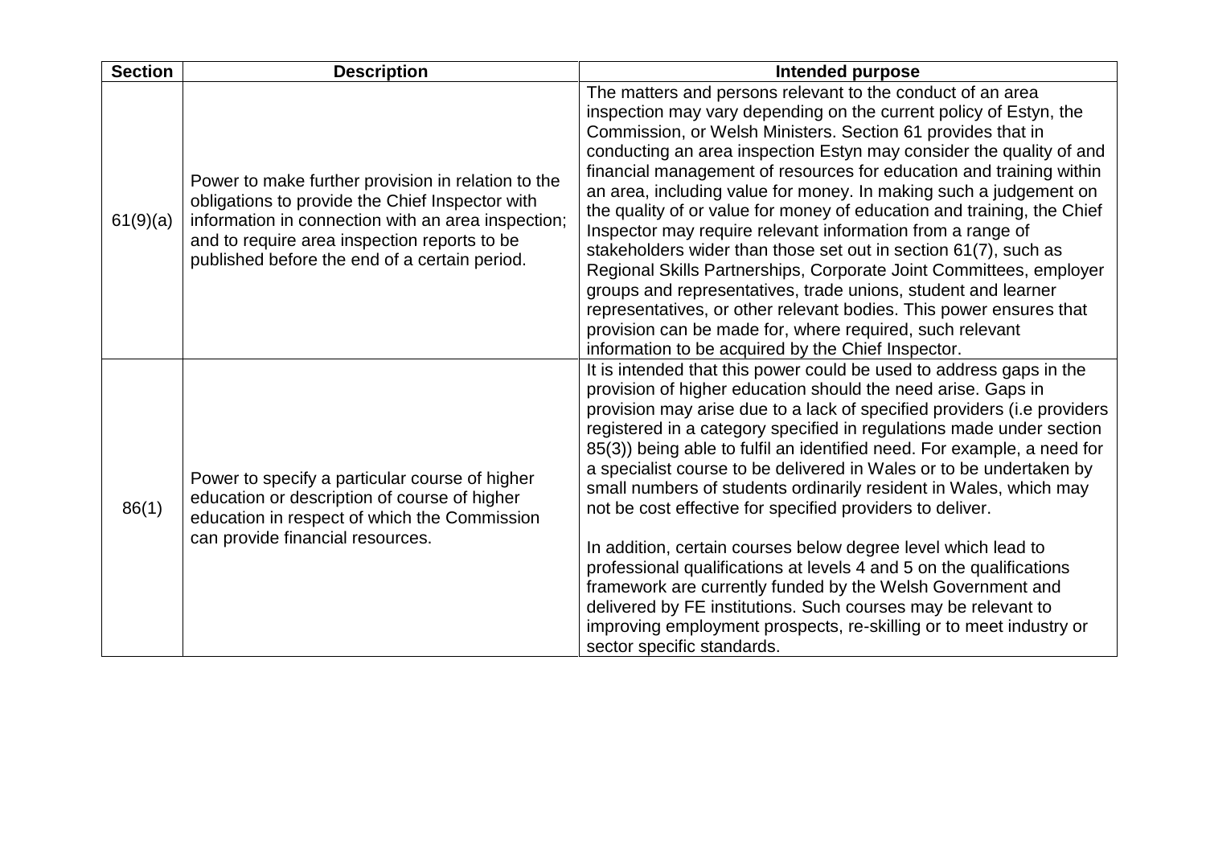| Section | Description | Intended purpose |
|---|---|---|
| 61(9)(a) | Power to make further provision in relation to the obligations to provide the Chief Inspector with information in connection with an area inspection; and to require area inspection reports to be published before the end of a certain period. | The matters and persons relevant to the conduct of an area inspection may vary depending on the current policy of Estyn, the Commission, or Welsh Ministers. Section 61 provides that in conducting an area inspection Estyn may consider the quality of and financial management of resources for education and training within an area, including value for money. In making such a judgement on the quality of or value for money of education and training, the Chief Inspector may require relevant information from a range of stakeholders wider than those set out in section 61(7), such as Regional Skills Partnerships, Corporate Joint Committees, employer groups and representatives, trade unions, student and learner representatives, or other relevant bodies. This power ensures that provision can be made for, where required, such relevant information to be acquired by the Chief Inspector. |
| 86(1) | Power to specify a particular course of higher education or description of course of higher education in respect of which the Commission can provide financial resources. | It is intended that this power could be used to address gaps in the provision of higher education should the need arise. Gaps in provision may arise due to a lack of specified providers (i.e providers registered in a category specified in regulations made under section 85(3)) being able to fulfil an identified need. For example, a need for a specialist course to be delivered in Wales or to be undertaken by small numbers of students ordinarily resident in Wales, which may not be cost effective for specified providers to deliver.<br><br>In addition, certain courses below degree level which lead to professional qualifications at levels 4 and 5 on the qualifications framework are currently funded by the Welsh Government and delivered by FE institutions. Such courses may be relevant to improving employment prospects, re-skilling or to meet industry or sector specific standards. |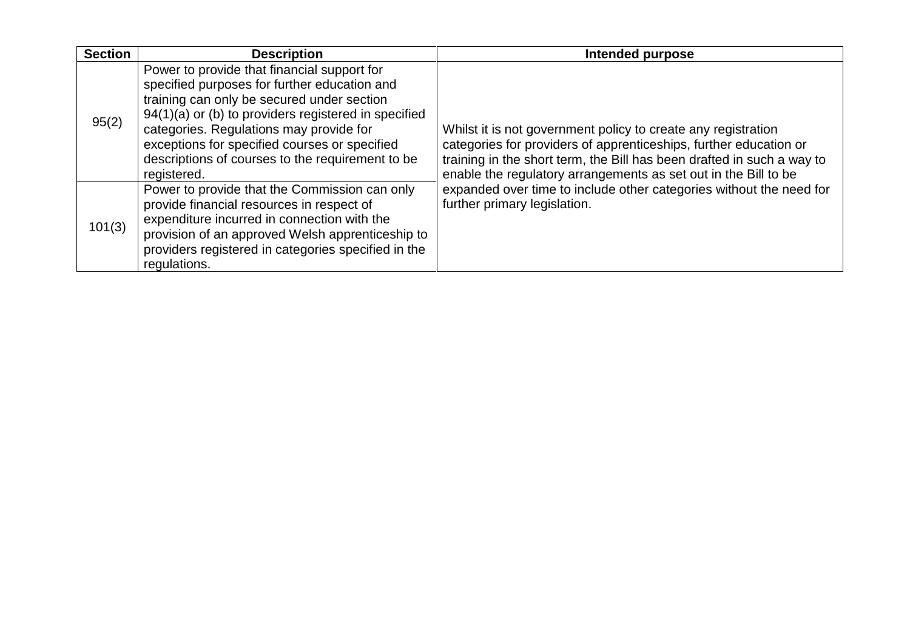| Section | Description | Intended purpose |
|---|---|---|
| 95(2) | Power to provide that financial support for specified purposes for further education and training can only be secured under section 94(1)(a) or (b) to providers registered in specified categories. Regulations may provide for exceptions for specified courses or specified descriptions of courses to the requirement to be registered. | Whilst it is not government policy to create any registration categories for providers of apprenticeships, further education or training in the short term, the Bill has been drafted in such a way to enable the regulatory arrangements as set out in the Bill to be expanded over time to include other categories without the need for further primary legislation. |
| 101(3) | Power to provide that the Commission can only provide financial resources in respect of expenditure incurred in connection with the provision of an approved Welsh apprenticeship to providers registered in categories specified in the regulations. | |